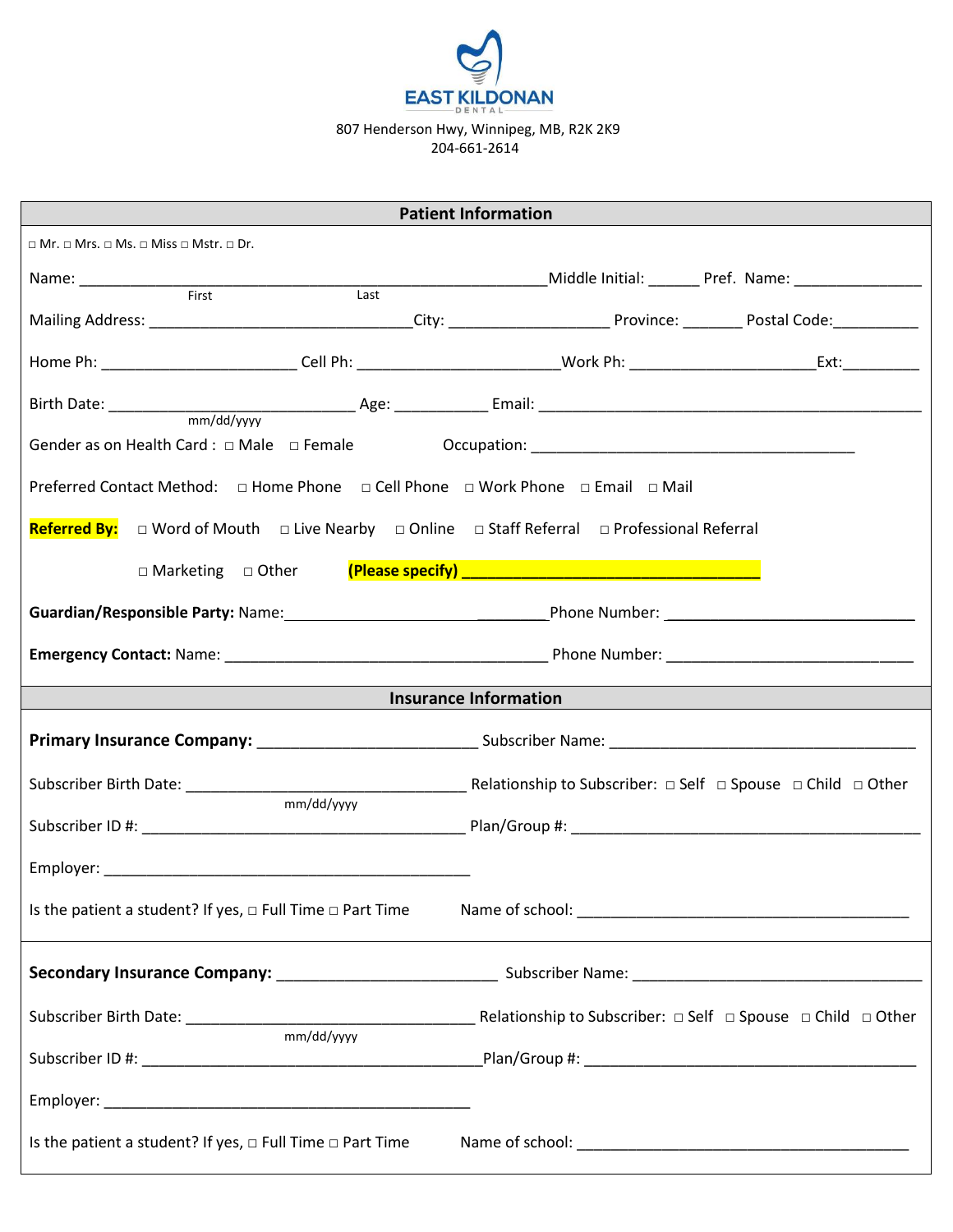EAST KILDONAN
DENTAL

807 Henderson Hwy, Winnipeg, MB, R2K 2K9
204-661-2614

## Patient Information

□ Mr. □ Mrs. □ Ms. □ Miss □ Mstr. □ Dr.

Name: ___________________________________________________Middle Initial: ______ Pref. Name: _______________
First Last

Mailing Address: _____________________________City: _________________ Province: _______ Postal Code:__________

Home Ph: ______________________ Cell Ph: _______________________Work Ph: _____________________Ext:_________

Birth Date: ____________________________ Age: ___________ Email: ____________________________________________
mm/dd/yyyy

Gender as on Health Card : □ Male □ Female Occupation: _____________________________________

Preferred Contact Method: □ Home Phone □ Cell Phone □ Work Phone □ Email □ Mail

**Referred By:** □ Word of Mouth □ Live Nearby □ Online □ Staff Referral □ Professional Referral

□ Marketing □ Other **(Please specify) _________________________________**

**Guardian/Responsible Party:** Name:_______________________________Phone Number: _____________________________

**Emergency Contact:** Name: ____________________________________ Phone Number: ____________________________

## Insurance Information

**Primary Insurance Company:** _________________________ Subscriber Name: ___________________________________

Subscriber Birth Date: _______________________________ Relationship to Subscriber: □ Self □ Spouse □ Child □ Other
mm/dd/yyyy

Subscriber ID #: _____________________________________ Plan/Group #: ________________________________________

Employer: __________________________________________

Is the patient a student? If yes, □ Full Time □ Part Time Name of school: ______________________________________

**Secondary Insurance Company:** _________________________ Subscriber Name: __________________________________

Subscriber Birth Date: ________________________________ Relationship to Subscriber: □ Self □ Spouse □ Child □ Other
mm/dd/yyyy

Subscriber ID #: _______________________________________Plan/Group #: ______________________________________

Employer: __________________________________________

Is the patient a student? If yes, □ Full Time □ Part Time Name of school: ______________________________________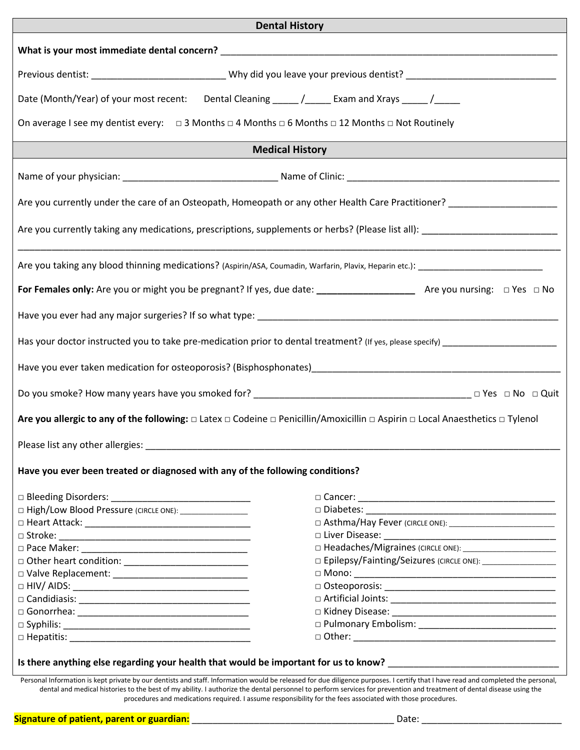## Dental History

**What is your most immediate dental concern?** ___________________________________________

Previous dentist: ___________________________ Why did you leave your previous dentist? ______________________________

Date (Month/Year) of your most recent: Dental Cleaning _____ /_____ Exam and Xrays _____ /_____

On average I see my dentist every: □ 3 Months □ 4 Months □ 6 Months □ 12 Months □ Not Routinely

## Medical History

Name of your physician: ______________________________ Name of Clinic: ___________________________________________

Are you currently under the care of an Osteopath, Homeopath or any other Health Care Practitioner? ____________________

Are you currently taking any medications, prescriptions, supplements or herbs? (Please list all): __________________________

_____________________________________________________________________________________________________

Are you taking any blood thinning medications? (Aspirin/ASA, Coumadin, Warfarin, Plavix, Heparin etc.): _________________________

**For Females only:** Are you or might you be pregnant? If yes, due date: ___________________ Are you nursing: □ Yes □ No

Have you ever had any major surgeries? If so what type: ___________________________________________________________

Has your doctor instructed you to take pre-medication prior to dental treatment? (If yes, please specify) ______________________

Have you ever taken medication for osteoporosis? (Bisphosphonates)__________________________________________________

Do you smoke? How many years have you smoked for? __________________________________________ □ Yes □ No □ Quit

**Are you allergic to any of the following:** □ Latex □ Codeine □ Penicillin/Amoxicillin □ Aspirin □ Local Anaesthetics □ Tylenol

Please list any other allergies: ______________________________________________________________________________

**Have you ever been treated or diagnosed with any of the following conditions?**

- □ Bleeding Disorders: ___________________________
- □ High/Low Blood Pressure (CIRCLE ONE): _______________
- □ Heart Attack: _________________________________
- □ Stroke: ______________________________________
- □ Pace Maker: _________________________________
- □ Other heart condition: _________________________
- □ Valve Replacement: ___________________________
- □ HIV/ AIDS: ___________________________________
- □ Candidiasis: __________________________________
- □ Gonorrhea: __________________________________
- □ Syphilis: _____________________________________
- □ Hepatitis: ____________________________________
- □ Cancer: ______________________________________
- □ Diabetes: _____________________________________
- □ Asthma/Hay Fever (CIRCLE ONE): _______________________
- □ Liver Disease: _________________________________
- □ Headaches/Migraines (CIRCLE ONE): ____________________
- □ Epilepsy/Fainting/Seizures (CIRCLE ONE): ________________
- □ Mono: _______________________________________
- □ Osteoporosis: _________________________________
- □ Artificial Joints: _______________________________
- □ Kidney Disease: _______________________________
- □ Pulmonary Embolism: ___________________________
- □ Other: _______________________________________

**Is there anything else regarding your health that would be important for us to know?** _________________________________

Personal Information is kept private by our dentists and staff. Information would be released for due diligence purposes. I certify that I have read and completed the personal, dental and medical histories to the best of my ability. I authorize the dental personnel to perform services for prevention and treatment of dental disease using the procedures and medications required. I assume responsibility for the fees associated with those procedures.

**Signature of patient, parent or guardian:** _______________________________________ Date: ___________________________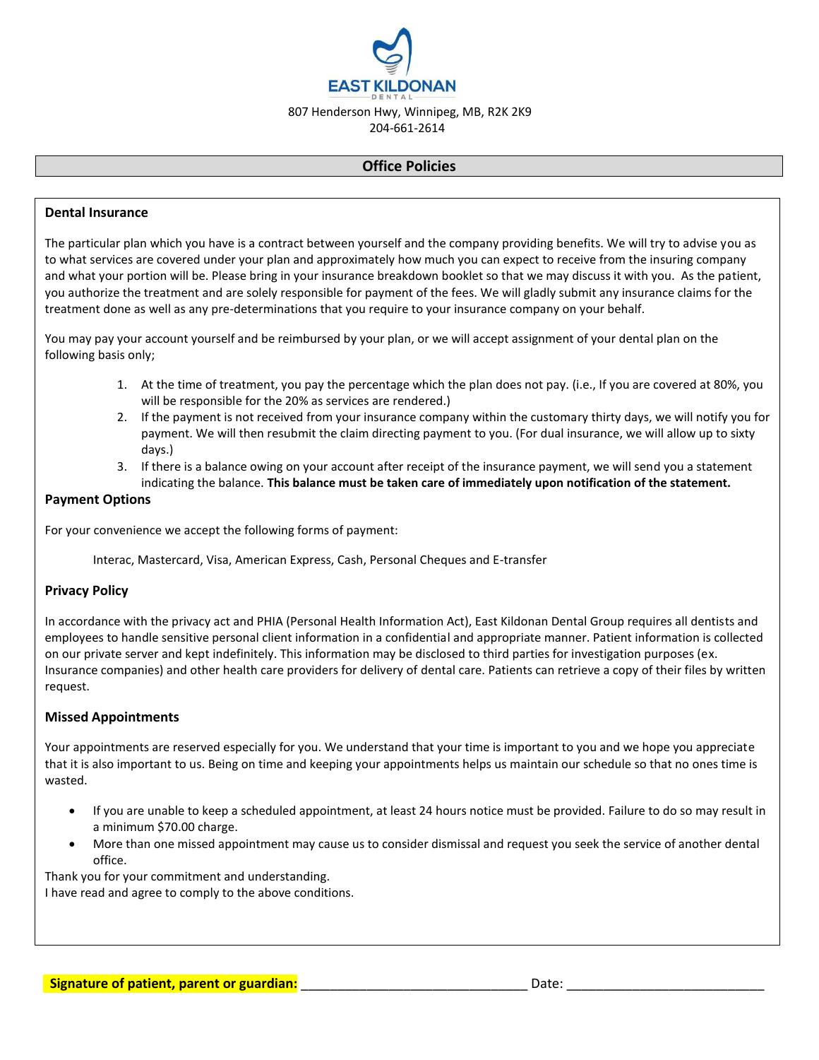**EAST KILDONAN**
DENTAL

807 Henderson Hwy, Winnipeg, MB, R2K 2K9
204-661-2614

## Office Policies

### Dental Insurance

The particular plan which you have is a contract between yourself and the company providing benefits. We will try to advise you as to what services are covered under your plan and approximately how much you can expect to receive from the insuring company and what your portion will be. Please bring in your insurance breakdown booklet so that we may discuss it with you. As the patient, you authorize the treatment and are solely responsible for payment of the fees. We will gladly submit any insurance claims for the treatment done as well as any pre-determinations that you require to your insurance company on your behalf.

You may pay your account yourself and be reimbursed by your plan, or we will accept assignment of your dental plan on the following basis only;

1. At the time of treatment, you pay the percentage which the plan does not pay. (i.e., If you are covered at 80%, you will be responsible for the 20% as services are rendered.)
2. If the payment is not received from your insurance company within the customary thirty days, we will notify you for payment. We will then resubmit the claim directing payment to you. (For dual insurance, we will allow up to sixty days.)
3. If there is a balance owing on your account after receipt of the insurance payment, we will send you a statement indicating the balance. **This balance must be taken care of immediately upon notification of the statement.**

### Payment Options

For your convenience we accept the following forms of payment:

Interac, Mastercard, Visa, American Express, Cash, Personal Cheques and E-transfer

### Privacy Policy

In accordance with the privacy act and PHIA (Personal Health Information Act), East Kildonan Dental Group requires all dentists and employees to handle sensitive personal client information in a confidential and appropriate manner. Patient information is collected on our private server and kept indefinitely. This information may be disclosed to third parties for investigation purposes (ex. Insurance companies) and other health care providers for delivery of dental care. Patients can retrieve a copy of their files by written request.

### Missed Appointments

Your appointments are reserved especially for you. We understand that your time is important to you and we hope you appreciate that it is also important to us. Being on time and keeping your appointments helps us maintain our schedule so that no ones time is wasted.

- If you are unable to keep a scheduled appointment, at least 24 hours notice must be provided. Failure to do so may result in a minimum $70.00 charge.
- More than one missed appointment may cause us to consider dismissal and request you seek the service of another dental office.

Thank you for your commitment and understanding.
I have read and agree to comply to the above conditions.

**Signature of patient, parent or guardian:** ______________________________ Date: ___________________________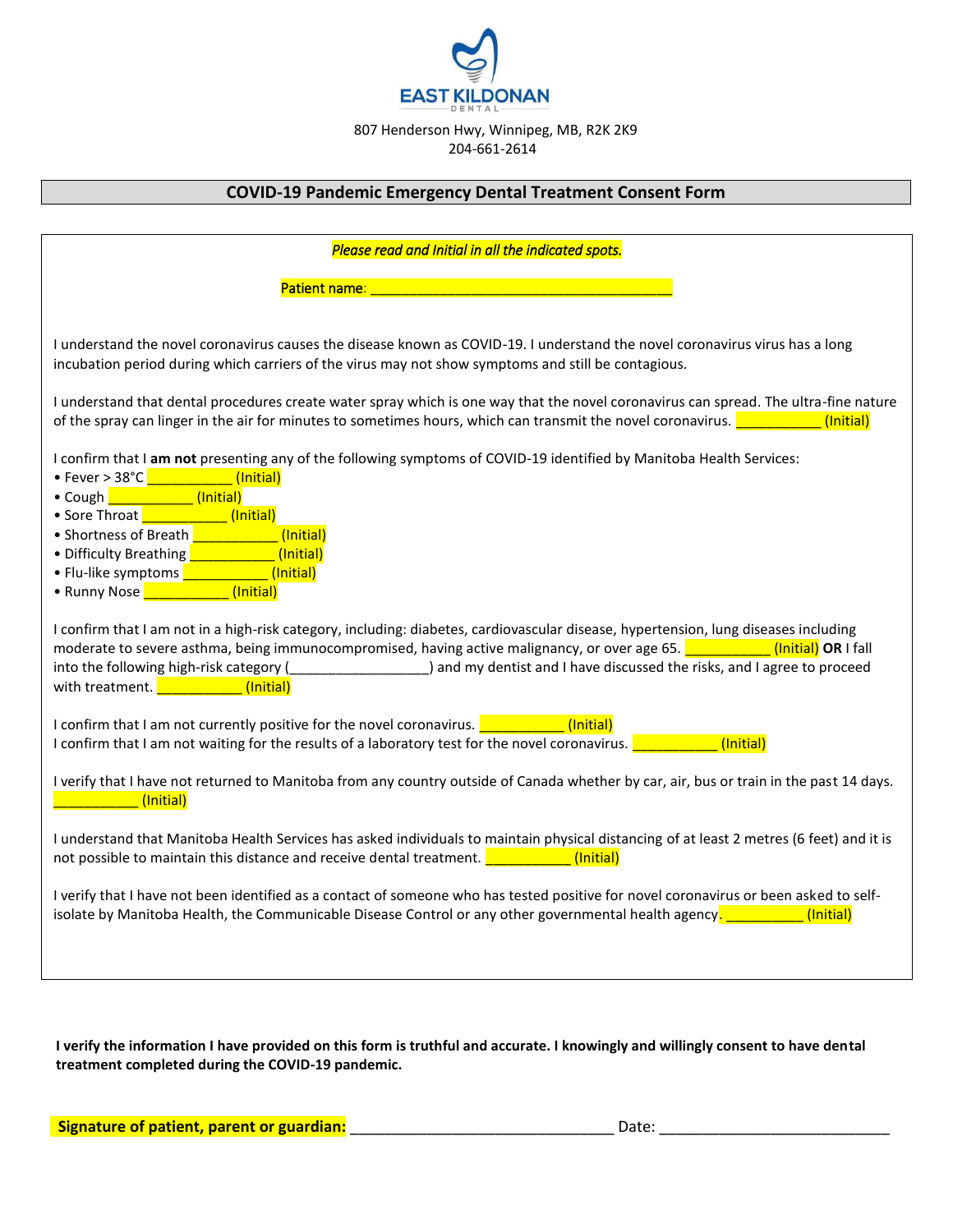**EAST KILDONAN**
DENTAL

807 Henderson Hwy, Winnipeg, MB, R2K 2K9
204-661-2614

## COVID-19 Pandemic Emergency Dental Treatment Consent Form

*Please read and Initial in all the indicated spots.*

Patient name: ________________________________________

I understand the novel coronavirus causes the disease known as COVID-19. I understand the novel coronavirus virus has a long incubation period during which carriers of the virus may not show symptoms and still be contagious.

I understand that dental procedures create water spray which is one way that the novel coronavirus can spread. The ultra-fine nature of the spray can linger in the air for minutes to sometimes hours, which can transmit the novel coronavirus. ___________ (Initial)

I confirm that I **am not** presenting any of the following symptoms of COVID-19 identified by Manitoba Health Services:

- Fever > 38°C ___________ (Initial)
- Cough ___________ (Initial)
- Sore Throat ___________ (Initial)
- Shortness of Breath ___________ (Initial)
- Difficulty Breathing ___________ (Initial)
- Flu-like symptoms ___________ (Initial)
- Runny Nose ___________ (Initial)

I confirm that I am not in a high-risk category, including: diabetes, cardiovascular disease, hypertension, lung diseases including moderate to severe asthma, being immunocompromised, having active malignancy, or over age 65. ___________ (Initial) **OR** I fall into the following high-risk category (__________________) and my dentist and I have discussed the risks, and I agree to proceed with treatment. ___________ (Initial)

I confirm that I am not currently positive for the novel coronavirus. ___________ (Initial)
I confirm that I am not waiting for the results of a laboratory test for the novel coronavirus. ___________ (Initial)

I verify that I have not returned to Manitoba from any country outside of Canada whether by car, air, bus or train in the past 14 days. ___________ (Initial)

I understand that Manitoba Health Services has asked individuals to maintain physical distancing of at least 2 metres (6 feet) and it is not possible to maintain this distance and receive dental treatment. ___________ (Initial)

I verify that I have not been identified as a contact of someone who has tested positive for novel coronavirus or been asked to self-isolate by Manitoba Health, the Communicable Disease Control or any other governmental health agency. __________ (Initial)

**I verify the information I have provided on this form is truthful and accurate. I knowingly and willingly consent to have dental treatment completed during the COVID-19 pandemic.**

**Signature of patient, parent or guardian:** ______________________________ Date: __________________________